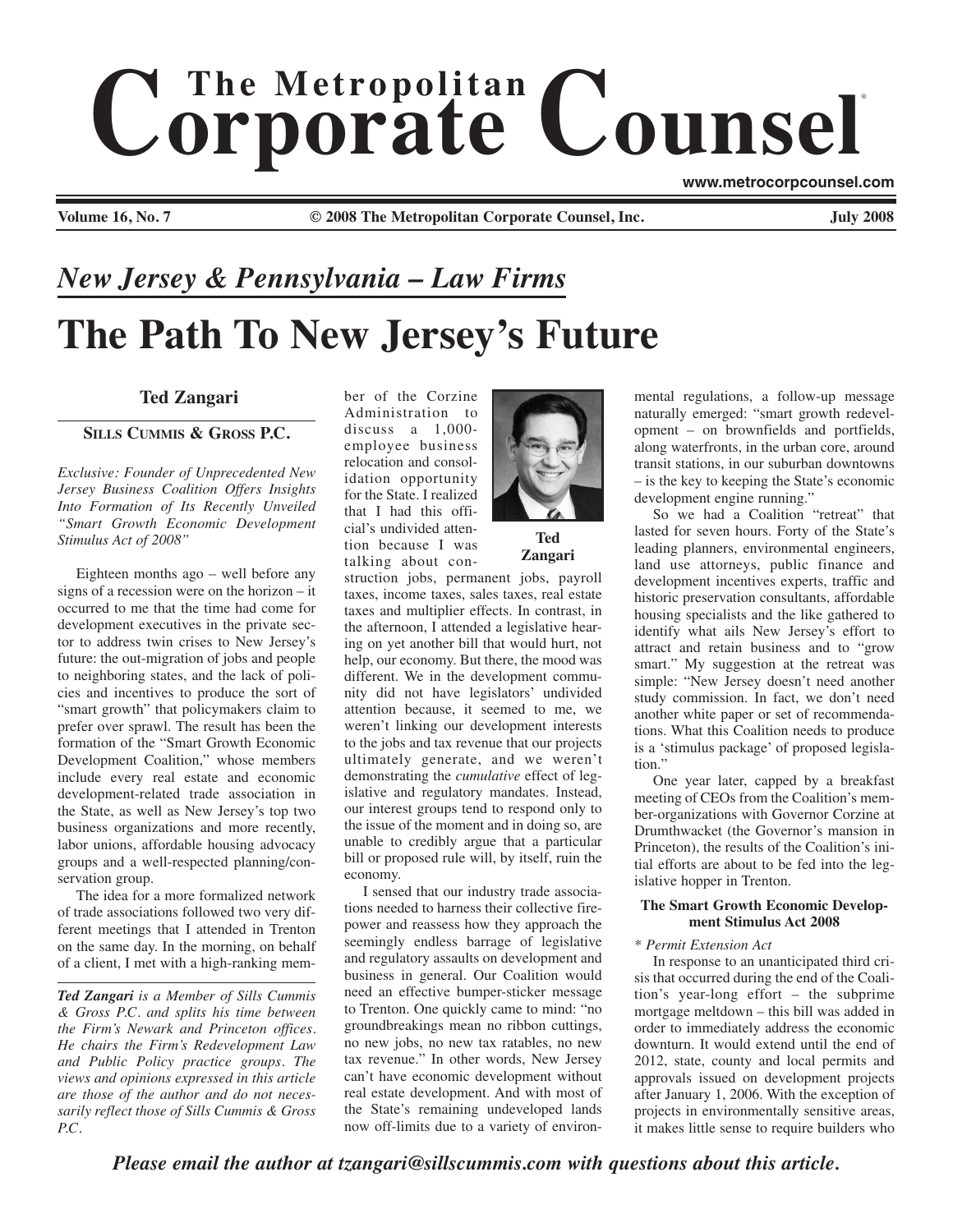# The Metropolitan Corporate Counsel

www.metrocorpcounsel.com

Volume 16, No. 7 © 2008 The Metropolitan Corporate Counsel, Inc. July 2008

## *New Jersey & Pennsylvania – Law Firms*

# The Path To New Jersey's Future

**Ted Zangari**

**SILLS CUMMIS & GROSS P.C.**

*Exclusive: Founder of Unprecedented New Jersey Business Coalition Offers Insights Into Formation of Its Recently Unveiled "Smart Growth Economic Development Stimulus Act of 2008"*

Eighteen months ago – well before any signs of a recession were on the horizon – it occurred to me that the time had come for development executives in the private sector to address twin crises to New Jersey's future: the out-migration of jobs and people to neighboring states, and the lack of policies and incentives to produce the sort of "smart growth" that policymakers claim to prefer over sprawl. The result has been the formation of the "Smart Growth Economic Development Coalition," whose members include every real estate and economic development-related trade association in the State, as well as New Jersey's top two business organizations and more recently, labor unions, affordable housing advocacy groups and a well-respected planning/conservation group.

The idea for a more formalized network of trade associations followed two very different meetings that I attended in Trenton on the same day. In the morning, on behalf of a client, I met with a high-ranking member of the Corzine Administration to discuss a 1,000-employee business relocation and consolidation opportunity for the State. I realized that I had this official's undivided attention because I was talking about construction jobs, permanent jobs, payroll taxes, income taxes, sales taxes, real estate taxes and multiplier effects. In contrast, in the afternoon, I attended a legislative hearing on yet another bill that would hurt, not help, our economy. But there, the mood was different. We in the development community did not have legislators' undivided attention because, it seemed to me, we weren't linking our development interests to the jobs and tax revenue that our projects ultimately generate, and we weren't demonstrating the *cumulative* effect of legislative and regulatory mandates. Instead, our interest groups tend to respond only to the issue of the moment and in doing so, are unable to credibly argue that a particular bill or proposed rule will, by itself, ruin the economy.

Ted Zangari

I sensed that our industry trade associations needed to harness their collective firepower and reassess how they approach the seemingly endless barrage of legislative and regulatory assaults on development and business in general. Our Coalition would need an effective bumper-sticker message to Trenton. One quickly came to mind: "no groundbreakings mean no ribbon cuttings, no new jobs, no new tax ratables, no new tax revenue." In other words, New Jersey can't have economic development without real estate development. And with most of the State's remaining undeveloped lands now off-limits due to a variety of environmental regulations, a follow-up message naturally emerged: "smart growth redevelopment – on brownfields and portfields, along waterfronts, in the urban core, around transit stations, in our suburban downtowns – is the key to keeping the State's economic development engine running."

So we had a Coalition "retreat" that lasted for seven hours. Forty of the State's leading planners, environmental engineers, land use attorneys, public finance and development incentives experts, traffic and historic preservation consultants, affordable housing specialists and the like gathered to identify what ails New Jersey's effort to attract and retain business and to "grow smart." My suggestion at the retreat was simple: "New Jersey doesn't need another study commission. In fact, we don't need another white paper or set of recommendations. What this Coalition needs to produce is a 'stimulus package' of proposed legislation."

One year later, capped by a breakfast meeting of CEOs from the Coalition's member-organizations with Governor Corzine at Drumthwacket (the Governor's mansion in Princeton), the results of the Coalition's initial efforts are about to be fed into the legislative hopper in Trenton.

### The Smart Growth Economic Development Stimulus Act 2008

*\* Permit Extension Act*

In response to an unanticipated third crisis that occurred during the end of the Coalition's year-long effort – the subprime mortgage meltdown – this bill was added in order to immediately address the economic downturn. It would extend until the end of 2012, state, county and local permits and approvals issued on development projects after January 1, 2006. With the exception of projects in environmentally sensitive areas, it makes little sense to require builders who

---

***Ted Zangari** is a Member of Sills Cummis & Gross P.C. and splits his time between the Firm's Newark and Princeton offices. He chairs the Firm's Redevelopment Law and Public Policy practice groups. The views and opinions expressed in this article are those of the author and do not necessarily reflect those of Sills Cummis & Gross P.C.*

***Please email the author at tzangari@sillscummis.com with questions about this article.***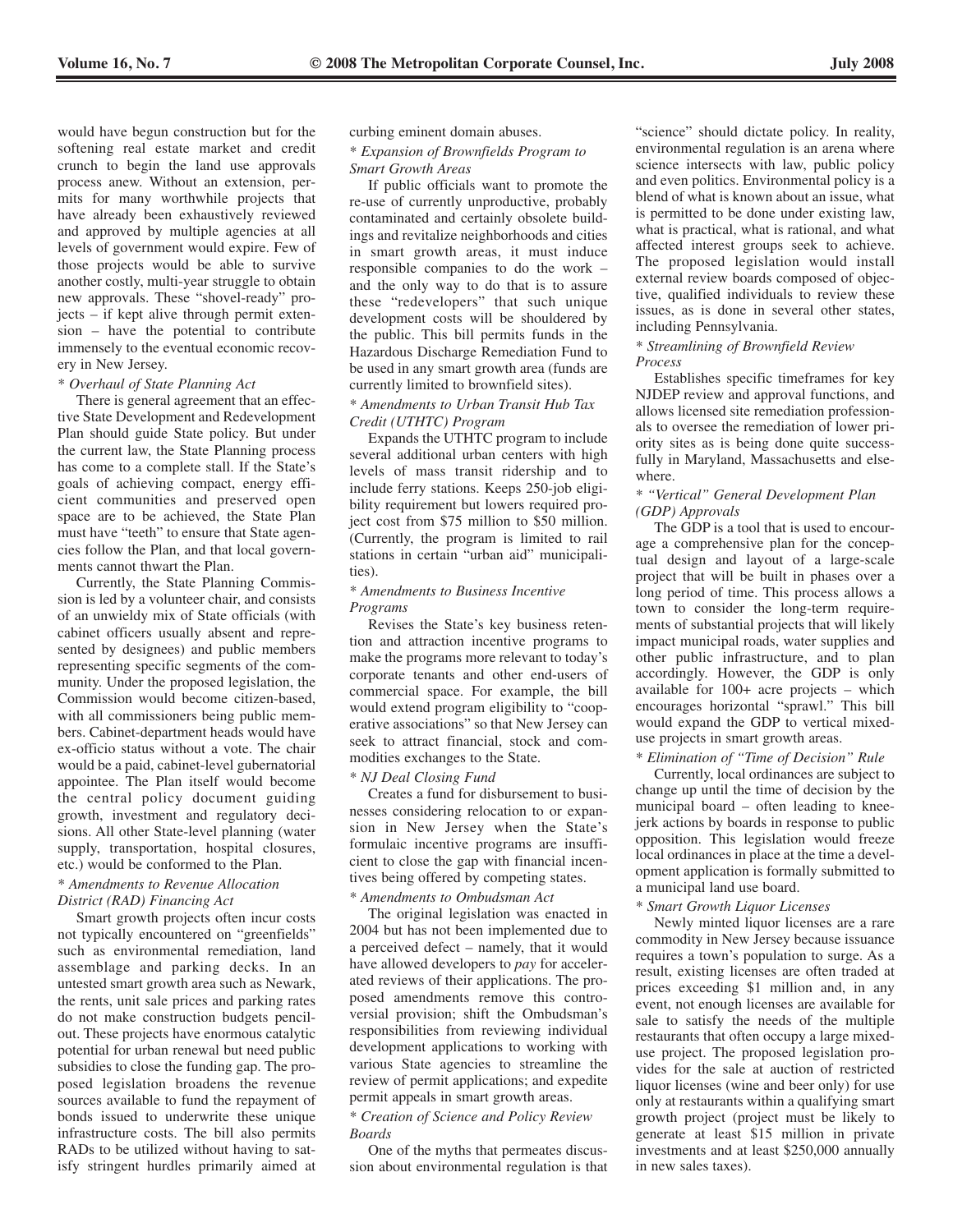would have begun construction but for the softening real estate market and credit crunch to begin the land use approvals process anew. Without an extension, permits for many worthwhile projects that have already been exhaustively reviewed and approved by multiple agencies at all levels of government would expire. Few of those projects would be able to survive another costly, multi-year struggle to obtain new approvals. These "shovel-ready" projects – if kept alive through permit extension – have the potential to contribute immensely to the eventual economic recovery in New Jersey.

*\* Overhaul of State Planning Act*

There is general agreement that an effective State Development and Redevelopment Plan should guide State policy. But under the current law, the State Planning process has come to a complete stall. If the State's goals of achieving compact, energy efficient communities and preserved open space are to be achieved, the State Plan must have "teeth" to ensure that State agencies follow the Plan, and that local governments cannot thwart the Plan.

Currently, the State Planning Commission is led by a volunteer chair, and consists of an unwieldy mix of State officials (with cabinet officers usually absent and represented by designees) and public members representing specific segments of the community. Under the proposed legislation, the Commission would become citizen-based, with all commissioners being public members. Cabinet-department heads would have ex-officio status without a vote. The chair would be a paid, cabinet-level gubernatorial appointee. The Plan itself would become the central policy document guiding growth, investment and regulatory decisions. All other State-level planning (water supply, transportation, hospital closures, etc.) would be conformed to the Plan.

*\* Amendments to Revenue Allocation District (RAD) Financing Act*

Smart growth projects often incur costs not typically encountered on "greenfields" such as environmental remediation, land assemblage and parking decks. In an untested smart growth area such as Newark, the rents, unit sale prices and parking rates do not make construction budgets pencil-out. These projects have enormous catalytic potential for urban renewal but need public subsidies to close the funding gap. The proposed legislation broadens the revenue sources available to fund the repayment of bonds issued to underwrite these unique infrastructure costs. The bill also permits RADs to be utilized without having to satisfy stringent hurdles primarily aimed at curbing eminent domain abuses.

*\* Expansion of Brownfields Program to Smart Growth Areas*

If public officials want to promote the re-use of currently unproductive, probably contaminated and certainly obsolete buildings and revitalize neighborhoods and cities in smart growth areas, it must induce responsible companies to do the work – and the only way to do that is to assure these "redevelopers" that such unique development costs will be shouldered by the public. This bill permits funds in the Hazardous Discharge Remediation Fund to be used in any smart growth area (funds are currently limited to brownfield sites).

*\* Amendments to Urban Transit Hub Tax Credit (UTHTC) Program*

Expands the UTHTC program to include several additional urban centers with high levels of mass transit ridership and to include ferry stations. Keeps 250-job eligibility requirement but lowers required project cost from \$75 million to \$50 million. (Currently, the program is limited to rail stations in certain "urban aid" municipalities).

*\* Amendments to Business Incentive Programs*

Revises the State's key business retention and attraction incentive programs to make the programs more relevant to today's corporate tenants and other end-users of commercial space. For example, the bill would extend program eligibility to "cooperative associations" so that New Jersey can seek to attract financial, stock and commodities exchanges to the State.

*\* NJ Deal Closing Fund*

Creates a fund for disbursement to businesses considering relocation to or expansion in New Jersey when the State's formulaic incentive programs are insufficient to close the gap with financial incentives being offered by competing states.

*\* Amendments to Ombudsman Act*

The original legislation was enacted in 2004 but has not been implemented due to a perceived defect – namely, that it would have allowed developers to *pay* for accelerated reviews of their applications. The proposed amendments remove this controversial provision; shift the Ombudsman's responsibilities from reviewing individual development applications to working with various State agencies to streamline the review of permit applications; and expedite permit appeals in smart growth areas.

*\* Creation of Science and Policy Review Boards*

One of the myths that permeates discussion about environmental regulation is that "science" should dictate policy. In reality, environmental regulation is an arena where science intersects with law, public policy and even politics. Environmental policy is a blend of what is known about an issue, what is permitted to be done under existing law, what is practical, what is rational, and what affected interest groups seek to achieve. The proposed legislation would install external review boards composed of objective, qualified individuals to review these issues, as is done in several other states, including Pennsylvania.

*\* Streamlining of Brownfield Review Process*

Establishes specific timeframes for key NJDEP review and approval functions, and allows licensed site remediation professionals to oversee the remediation of lower priority sites as is being done quite successfully in Maryland, Massachusetts and elsewhere.

*\* "Vertical" General Development Plan (GDP) Approvals*

The GDP is a tool that is used to encourage a comprehensive plan for the conceptual design and layout of a large-scale project that will be built in phases over a long period of time. This process allows a town to consider the long-term requirements of substantial projects that will likely impact municipal roads, water supplies and other public infrastructure, and to plan accordingly. However, the GDP is only available for 100+ acre projects – which encourages horizontal "sprawl." This bill would expand the GDP to vertical mixed-use projects in smart growth areas.

*\* Elimination of "Time of Decision" Rule*

Currently, local ordinances are subject to change up until the time of decision by the municipal board – often leading to knee-jerk actions by boards in response to public opposition. This legislation would freeze local ordinances in place at the time a development application is formally submitted to a municipal land use board.

*\* Smart Growth Liquor Licenses*

Newly minted liquor licenses are a rare commodity in New Jersey because issuance requires a town's population to surge. As a result, existing licenses are often traded at prices exceeding \$1 million and, in any event, not enough licenses are available for sale to satisfy the needs of the multiple restaurants that often occupy a large mixed-use project. The proposed legislation provides for the sale at auction of restricted liquor licenses (wine and beer only) for use only at restaurants within a qualifying smart growth project (project must be likely to generate at least \$15 million in private investments and at least \$250,000 annually in new sales taxes).